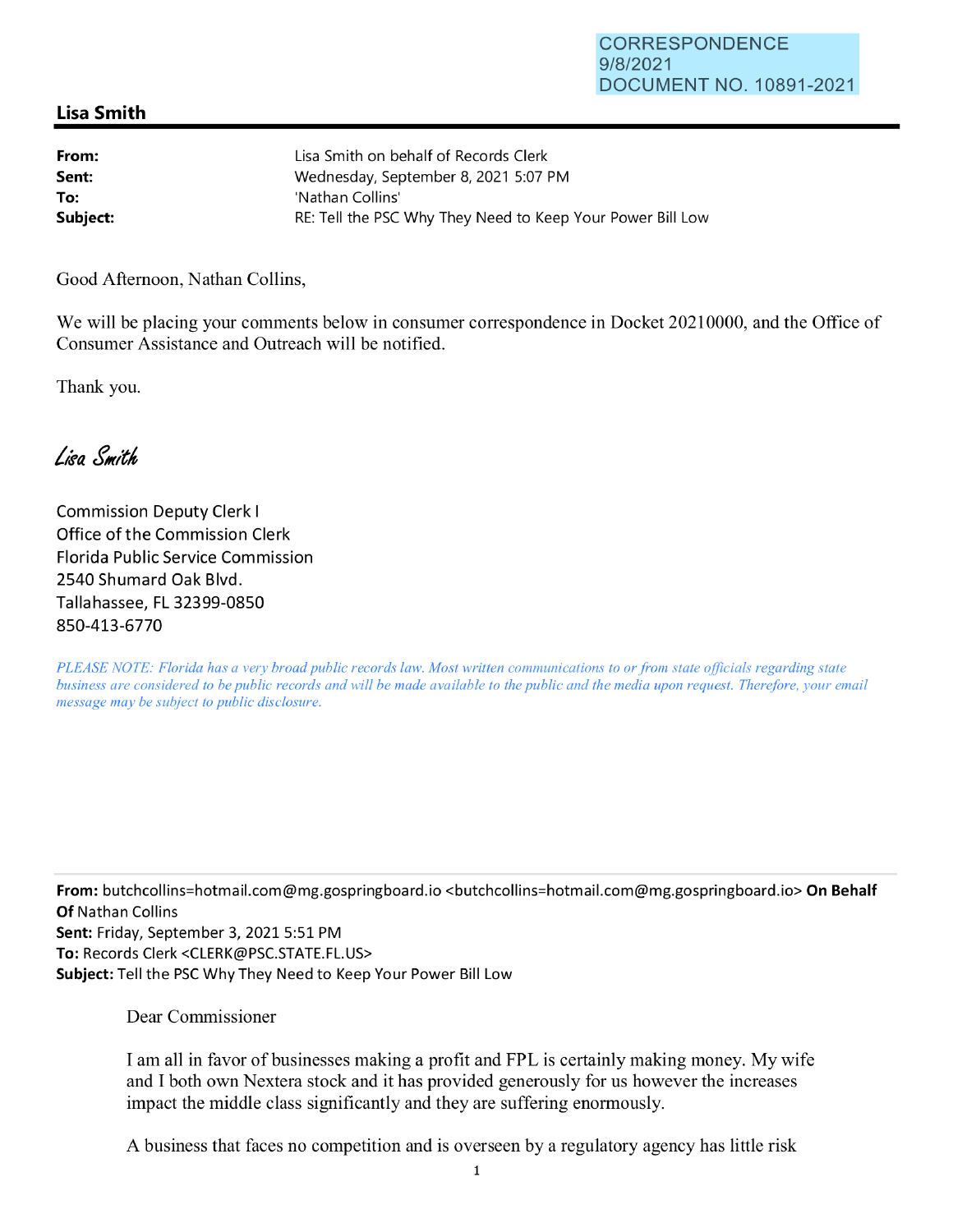CORRESPONDENCE
9/8/2021
DOCUMENT NO. 10891-2021

## Lisa Smith

| | |
|---|---|
| **From:** | Lisa Smith on behalf of Records Clerk |
| **Sent:** | Wednesday, September 8, 2021 5:07 PM |
| **To:** | 'Nathan Collins' |
| **Subject:** | RE: Tell the PSC Why They Need to Keep Your Power Bill Low |

Good Afternoon, Nathan Collins,

We will be placing your comments below in consumer correspondence in Docket 20210000, and the Office of Consumer Assistance and Outreach will be notified.

Thank you.

*Lisa Smith*

Commission Deputy Clerk I
Office of the Commission Clerk
Florida Public Service Commission
2540 Shumard Oak Blvd.
Tallahassee, FL 32399-0850
850-413-6770

*PLEASE NOTE: Florida has a very broad public records law. Most written communications to or from state officials regarding state business are considered to be public records and will be made available to the public and the media upon request. Therefore, your email message may be subject to public disclosure.*

---

**From:** butchcollins=hotmail.com@mg.gospringboard.io <butchcollins=hotmail.com@mg.gospringboard.io> **On Behalf Of** Nathan Collins
**Sent:** Friday, September 3, 2021 5:51 PM
**To:** Records Clerk <CLERK@PSC.STATE.FL.US>
**Subject:** Tell the PSC Why They Need to Keep Your Power Bill Low

Dear Commissioner

I am all in favor of businesses making a profit and FPL is certainly making money. My wife and I both own Nextera stock and it has provided generously for us however the increases impact the middle class significantly and they are suffering enormously.

A business that faces no competition and is overseen by a regulatory agency has little risk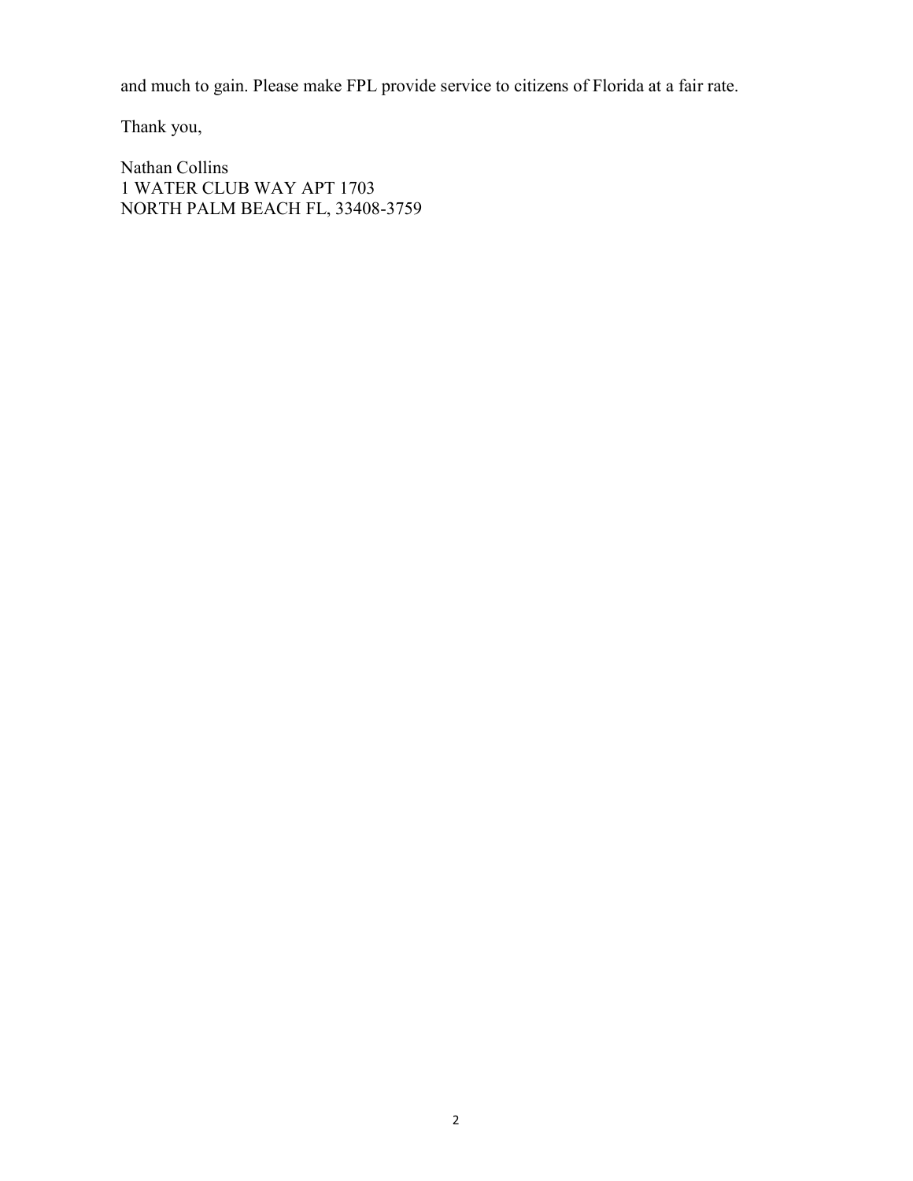and much to gain. Please make FPL provide service to citizens of Florida at a fair rate.

Thank you,

Nathan Collins  
1 WATER CLUB WAY APT 1703  
NORTH PALM BEACH FL, 33408-3759